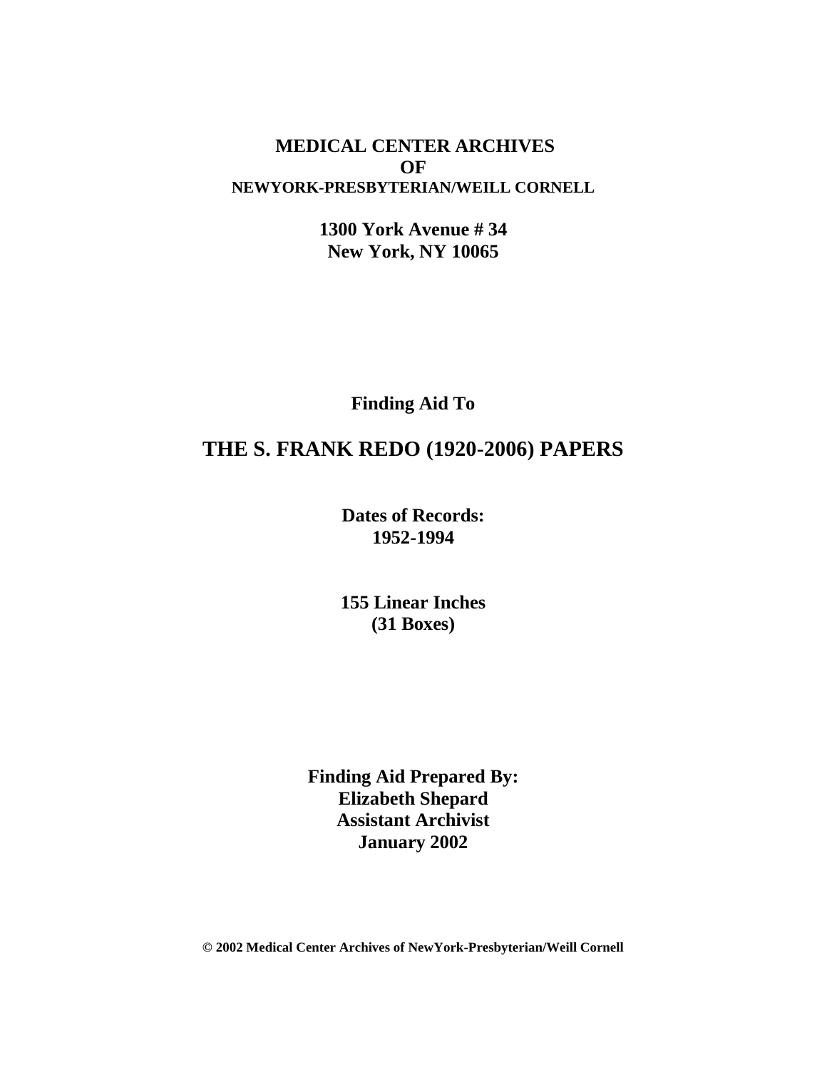**MEDICAL CENTER ARCHIVES**
**OF**
**NEWYORK-PRESBYTERIAN/WEILL CORNELL**

**1300 York Avenue # 34**
**New York, NY 10065**

**Finding Aid To**

# THE S. FRANK REDO (1920-2006) PAPERS

**Dates of Records:**
**1952-1994**

**155 Linear Inches**
**(31 Boxes)**

**Finding Aid Prepared By:**
**Elizabeth Shepard**
**Assistant Archivist**
**January 2002**

**© 2002 Medical Center Archives of NewYork-Presbyterian/Weill Cornell**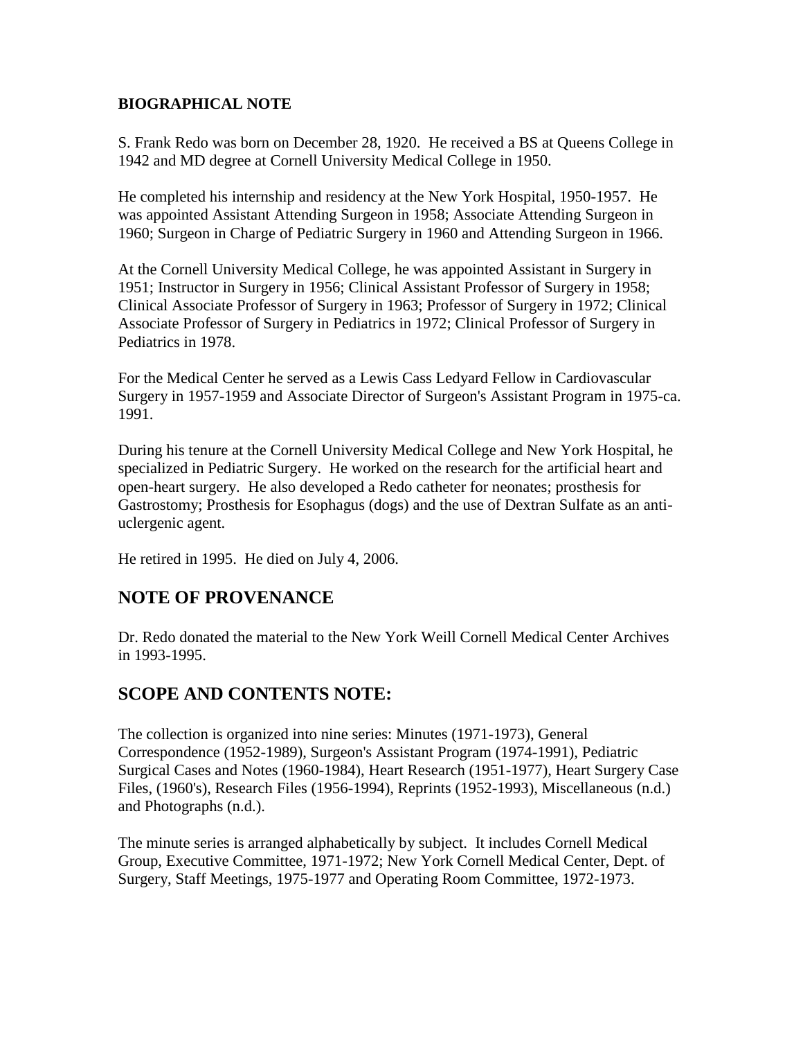## BIOGRAPHICAL NOTE

S. Frank Redo was born on December 28, 1920. He received a BS at Queens College in 1942 and MD degree at Cornell University Medical College in 1950.

He completed his internship and residency at the New York Hospital, 1950-1957. He was appointed Assistant Attending Surgeon in 1958; Associate Attending Surgeon in 1960; Surgeon in Charge of Pediatric Surgery in 1960 and Attending Surgeon in 1966.

At the Cornell University Medical College, he was appointed Assistant in Surgery in 1951; Instructor in Surgery in 1956; Clinical Assistant Professor of Surgery in 1958; Clinical Associate Professor of Surgery in 1963; Professor of Surgery in 1972; Clinical Associate Professor of Surgery in Pediatrics in 1972; Clinical Professor of Surgery in Pediatrics in 1978.

For the Medical Center he served as a Lewis Cass Ledyard Fellow in Cardiovascular Surgery in 1957-1959 and Associate Director of Surgeon's Assistant Program in 1975-ca. 1991.

During his tenure at the Cornell University Medical College and New York Hospital, he specialized in Pediatric Surgery. He worked on the research for the artificial heart and open-heart surgery. He also developed a Redo catheter for neonates; prosthesis for Gastrostomy; Prosthesis for Esophagus (dogs) and the use of Dextran Sulfate as an anti-uclergenic agent.

He retired in 1995. He died on July 4, 2006.

## NOTE OF PROVENANCE

Dr. Redo donated the material to the New York Weill Cornell Medical Center Archives in 1993-1995.

## SCOPE AND CONTENTS NOTE:

The collection is organized into nine series: Minutes (1971-1973), General Correspondence (1952-1989), Surgeon's Assistant Program (1974-1991), Pediatric Surgical Cases and Notes (1960-1984), Heart Research (1951-1977), Heart Surgery Case Files, (1960's), Research Files (1956-1994), Reprints (1952-1993), Miscellaneous (n.d.) and Photographs (n.d.).

The minute series is arranged alphabetically by subject. It includes Cornell Medical Group, Executive Committee, 1971-1972; New York Cornell Medical Center, Dept. of Surgery, Staff Meetings, 1975-1977 and Operating Room Committee, 1972-1973.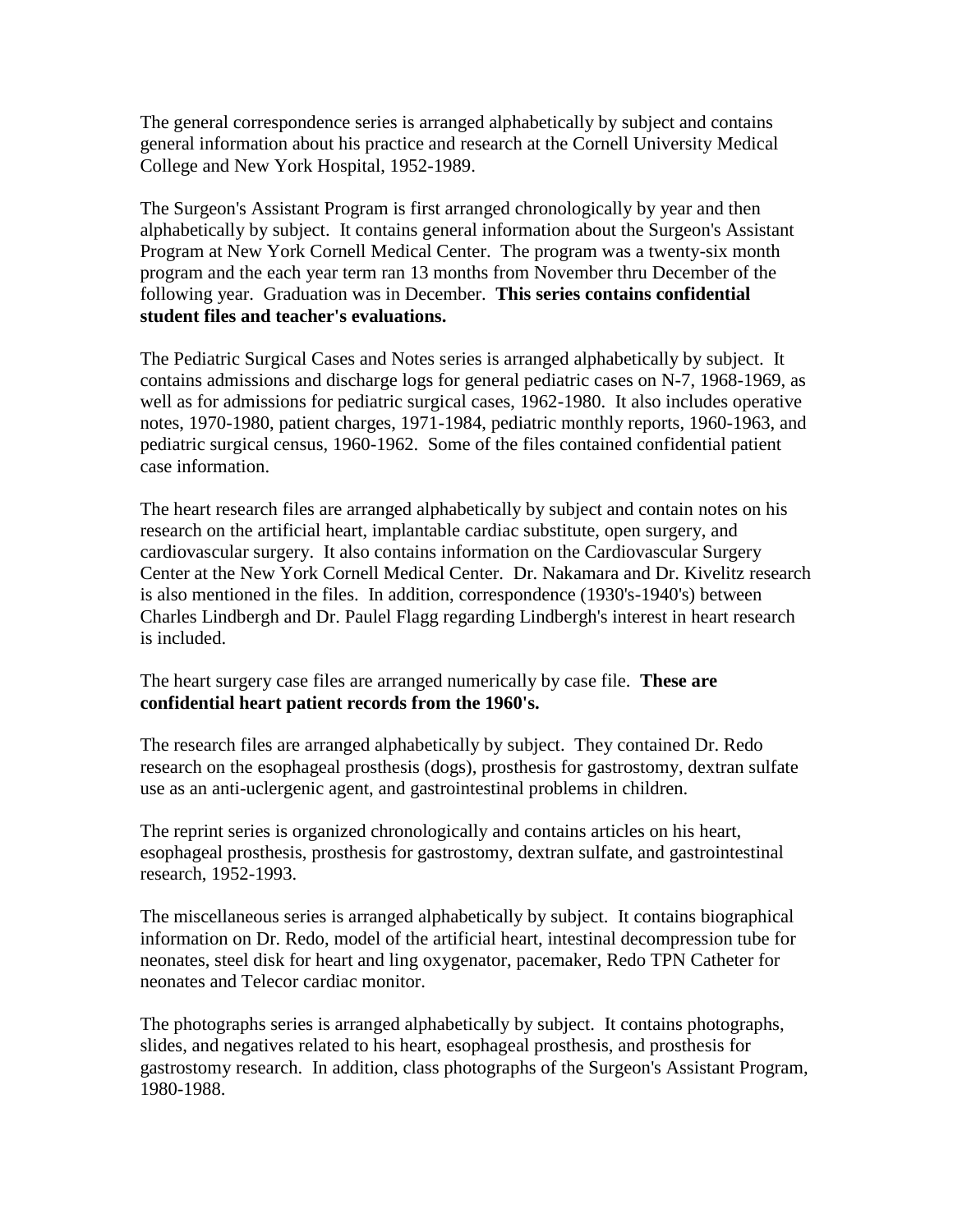The general correspondence series is arranged alphabetically by subject and contains general information about his practice and research at the Cornell University Medical College and New York Hospital, 1952-1989.

The Surgeon's Assistant Program is first arranged chronologically by year and then alphabetically by subject. It contains general information about the Surgeon's Assistant Program at New York Cornell Medical Center. The program was a twenty-six month program and the each year term ran 13 months from November thru December of the following year. Graduation was in December. **This series contains confidential student files and teacher's evaluations.**

The Pediatric Surgical Cases and Notes series is arranged alphabetically by subject. It contains admissions and discharge logs for general pediatric cases on N-7, 1968-1969, as well as for admissions for pediatric surgical cases, 1962-1980. It also includes operative notes, 1970-1980, patient charges, 1971-1984, pediatric monthly reports, 1960-1963, and pediatric surgical census, 1960-1962. Some of the files contained confidential patient case information.

The heart research files are arranged alphabetically by subject and contain notes on his research on the artificial heart, implantable cardiac substitute, open surgery, and cardiovascular surgery. It also contains information on the Cardiovascular Surgery Center at the New York Cornell Medical Center. Dr. Nakamara and Dr. Kivelitz research is also mentioned in the files. In addition, correspondence (1930's-1940's) between Charles Lindbergh and Dr. Paulel Flagg regarding Lindbergh's interest in heart research is included.

The heart surgery case files are arranged numerically by case file. **These are confidential heart patient records from the 1960's.**

The research files are arranged alphabetically by subject. They contained Dr. Redo research on the esophageal prosthesis (dogs), prosthesis for gastrostomy, dextran sulfate use as an anti-uclergenic agent, and gastrointestinal problems in children.

The reprint series is organized chronologically and contains articles on his heart, esophageal prosthesis, prosthesis for gastrostomy, dextran sulfate, and gastrointestinal research, 1952-1993.

The miscellaneous series is arranged alphabetically by subject. It contains biographical information on Dr. Redo, model of the artificial heart, intestinal decompression tube for neonates, steel disk for heart and ling oxygenator, pacemaker, Redo TPN Catheter for neonates and Telecor cardiac monitor.

The photographs series is arranged alphabetically by subject. It contains photographs, slides, and negatives related to his heart, esophageal prosthesis, and prosthesis for gastrostomy research. In addition, class photographs of the Surgeon's Assistant Program, 1980-1988.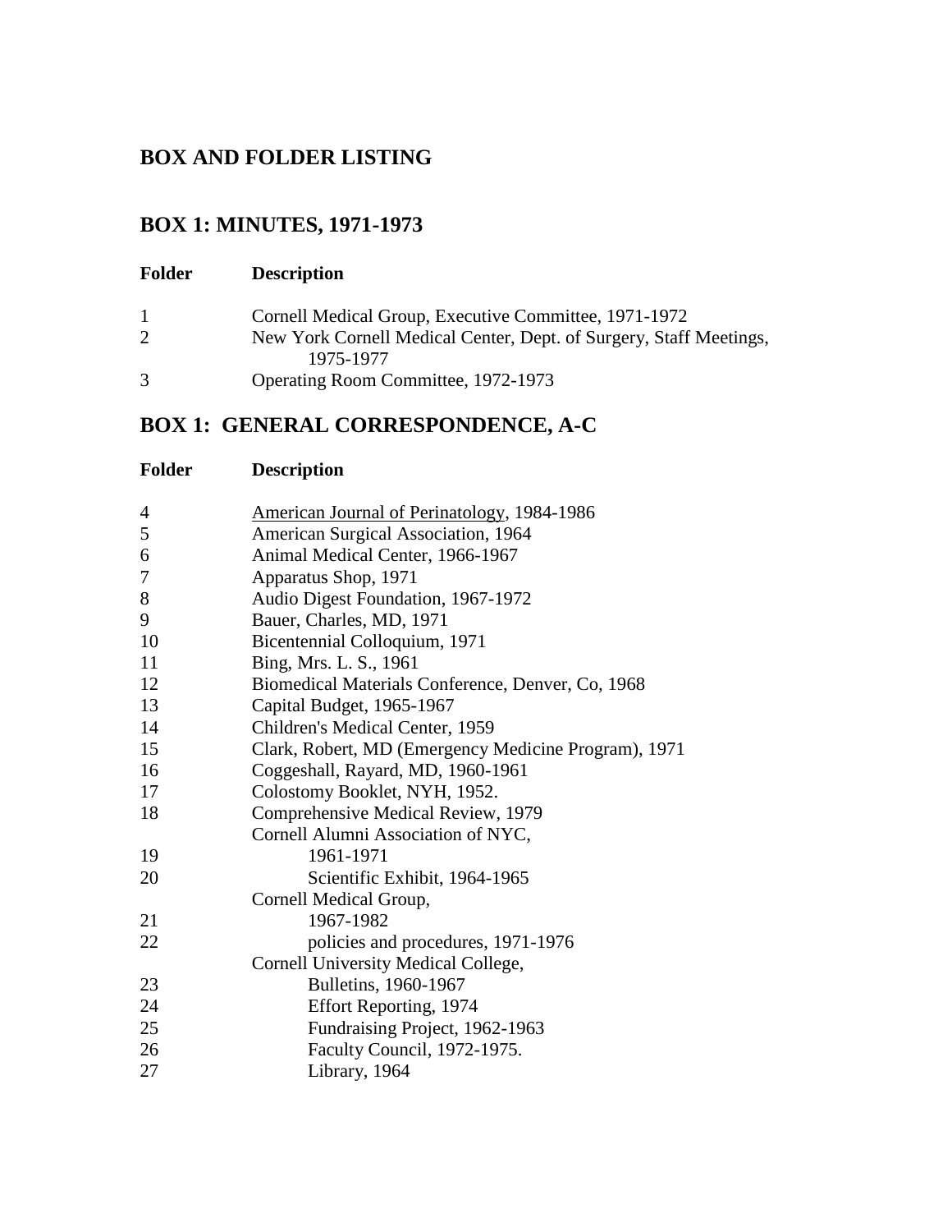# BOX AND FOLDER LISTING

## BOX 1: MINUTES, 1971-1973

| Folder | Description |
|---|---|
| 1 | Cornell Medical Group, Executive Committee, 1971-1972 |
| 2 | New York Cornell Medical Center, Dept. of Surgery, Staff Meetings, 1975-1977 |
| 3 | Operating Room Committee, 1972-1973 |

## BOX 1: GENERAL CORRESPONDENCE, A-C

| Folder | Description |
|---|---|
| 4 | American Journal of Perinatology, 1984-1986 |
| 5 | American Surgical Association, 1964 |
| 6 | Animal Medical Center, 1966-1967 |
| 7 | Apparatus Shop, 1971 |
| 8 | Audio Digest Foundation, 1967-1972 |
| 9 | Bauer, Charles, MD, 1971 |
| 10 | Bicentennial Colloquium, 1971 |
| 11 | Bing, Mrs. L. S., 1961 |
| 12 | Biomedical Materials Conference, Denver, Co, 1968 |
| 13 | Capital Budget, 1965-1967 |
| 14 | Children's Medical Center, 1959 |
| 15 | Clark, Robert, MD (Emergency Medicine Program), 1971 |
| 16 | Coggeshall, Rayard, MD, 1960-1961 |
| 17 | Colostomy Booklet, NYH, 1952. |
| 18 | Comprehensive Medical Review, 1979 |
| | Cornell Alumni Association of NYC, |
| 19 | 1961-1971 |
| 20 | Scientific Exhibit, 1964-1965 |
| | Cornell Medical Group, |
| 21 | 1967-1982 |
| 22 | policies and procedures, 1971-1976 |
| | Cornell University Medical College, |
| 23 | Bulletins, 1960-1967 |
| 24 | Effort Reporting, 1974 |
| 25 | Fundraising Project, 1962-1963 |
| 26 | Faculty Council, 1972-1975. |
| 27 | Library, 1964 |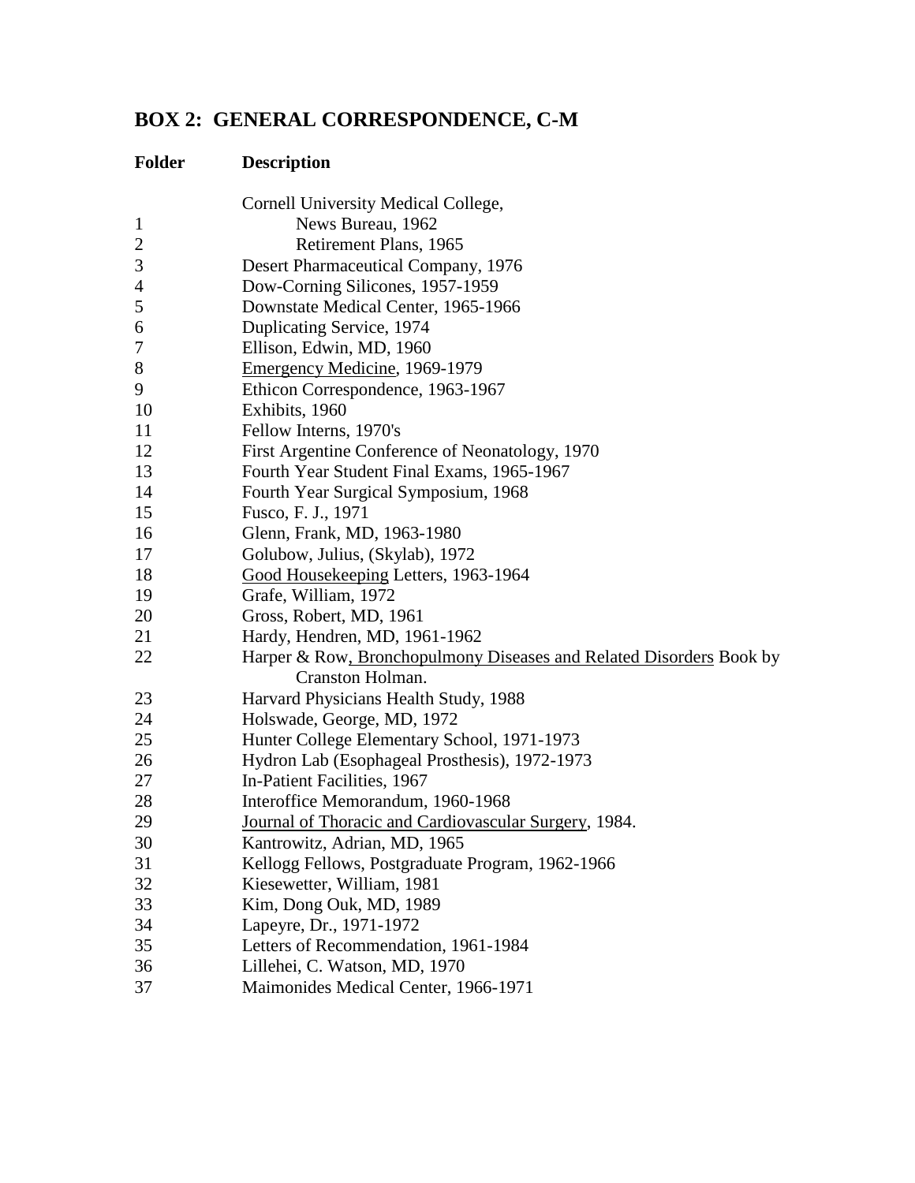## BOX 2: GENERAL CORRESPONDENCE, C-M

| Folder | Description |
| --- | --- |
| | Cornell University Medical College, |
| 1 | News Bureau, 1962 |
| 2 | Retirement Plans, 1965 |
| 3 | Desert Pharmaceutical Company, 1976 |
| 4 | Dow-Corning Silicones, 1957-1959 |
| 5 | Downstate Medical Center, 1965-1966 |
| 6 | Duplicating Service, 1974 |
| 7 | Ellison, Edwin, MD, 1960 |
| 8 | Emergency Medicine, 1969-1979 |
| 9 | Ethicon Correspondence, 1963-1967 |
| 10 | Exhibits, 1960 |
| 11 | Fellow Interns, 1970's |
| 12 | First Argentine Conference of Neonatology, 1970 |
| 13 | Fourth Year Student Final Exams, 1965-1967 |
| 14 | Fourth Year Surgical Symposium, 1968 |
| 15 | Fusco, F. J., 1971 |
| 16 | Glenn, Frank, MD, 1963-1980 |
| 17 | Golubow, Julius, (Skylab), 1972 |
| 18 | Good Housekeeping Letters, 1963-1964 |
| 19 | Grafe, William, 1972 |
| 20 | Gross, Robert, MD, 1961 |
| 21 | Hardy, Hendren, MD, 1961-1962 |
| 22 | Harper & Row, Bronchopulmony Diseases and Related Disorders Book by Cranston Holman. |
| 23 | Harvard Physicians Health Study, 1988 |
| 24 | Holswade, George, MD, 1972 |
| 25 | Hunter College Elementary School, 1971-1973 |
| 26 | Hydron Lab (Esophageal Prosthesis), 1972-1973 |
| 27 | In-Patient Facilities, 1967 |
| 28 | Interoffice Memorandum, 1960-1968 |
| 29 | Journal of Thoracic and Cardiovascular Surgery, 1984. |
| 30 | Kantrowitz, Adrian, MD, 1965 |
| 31 | Kellogg Fellows, Postgraduate Program, 1962-1966 |
| 32 | Kiesewetter, William, 1981 |
| 33 | Kim, Dong Ouk, MD, 1989 |
| 34 | Lapeyre, Dr., 1971-1972 |
| 35 | Letters of Recommendation, 1961-1984 |
| 36 | Lillehei, C. Watson, MD, 1970 |
| 37 | Maimonides Medical Center, 1966-1971 |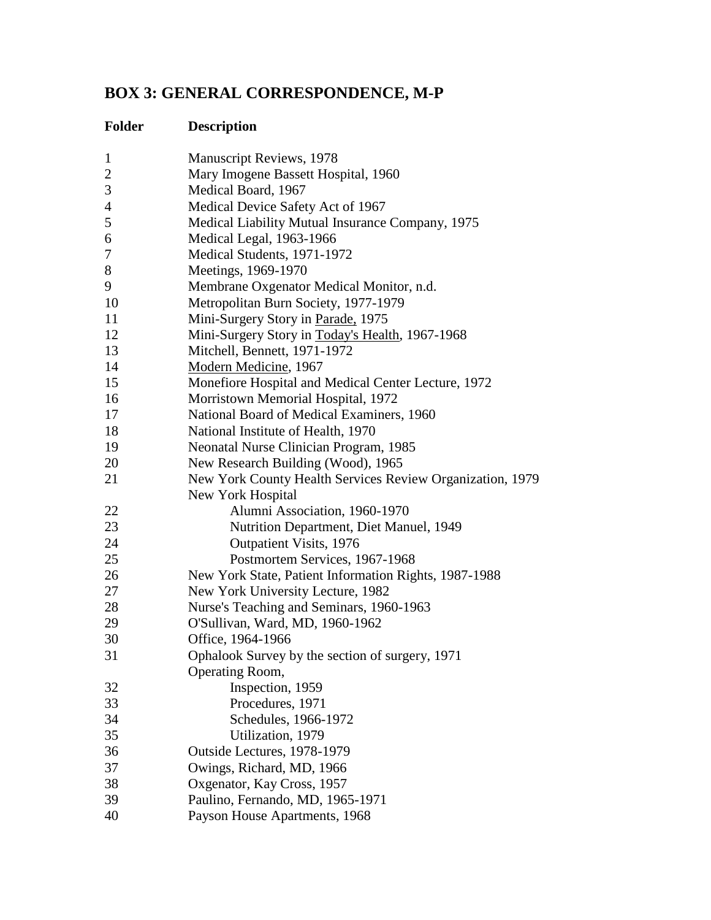## BOX 3: GENERAL CORRESPONDENCE, M-P

| Folder | Description |
|---|---|
| 1 | Manuscript Reviews, 1978 |
| 2 | Mary Imogene Bassett Hospital, 1960 |
| 3 | Medical Board, 1967 |
| 4 | Medical Device Safety Act of 1967 |
| 5 | Medical Liability Mutual Insurance Company, 1975 |
| 6 | Medical Legal, 1963-1966 |
| 7 | Medical Students, 1971-1972 |
| 8 | Meetings, 1969-1970 |
| 9 | Membrane Oxgenator Medical Monitor, n.d. |
| 10 | Metropolitan Burn Society, 1977-1979 |
| 11 | Mini-Surgery Story in Parade, 1975 |
| 12 | Mini-Surgery Story in Today's Health, 1967-1968 |
| 13 | Mitchell, Bennett, 1971-1972 |
| 14 | Modern Medicine, 1967 |
| 15 | Monefiore Hospital and Medical Center Lecture, 1972 |
| 16 | Morristown Memorial Hospital, 1972 |
| 17 | National Board of Medical Examiners, 1960 |
| 18 | National Institute of Health, 1970 |
| 19 | Neonatal Nurse Clinician Program, 1985 |
| 20 | New Research Building (Wood), 1965 |
| 21 | New York County Health Services Review Organization, 1979 |
| | New York Hospital |
| 22 | Alumni Association, 1960-1970 |
| 23 | Nutrition Department, Diet Manuel, 1949 |
| 24 | Outpatient Visits, 1976 |
| 25 | Postmortem Services, 1967-1968 |
| 26 | New York State, Patient Information Rights, 1987-1988 |
| 27 | New York University Lecture, 1982 |
| 28 | Nurse's Teaching and Seminars, 1960-1963 |
| 29 | O'Sullivan, Ward, MD, 1960-1962 |
| 30 | Office, 1964-1966 |
| 31 | Ophalook Survey by the section of surgery, 1971 |
| | Operating Room, |
| 32 | Inspection, 1959 |
| 33 | Procedures, 1971 |
| 34 | Schedules, 1966-1972 |
| 35 | Utilization, 1979 |
| 36 | Outside Lectures, 1978-1979 |
| 37 | Owings, Richard, MD, 1966 |
| 38 | Oxgenator, Kay Cross, 1957 |
| 39 | Paulino, Fernando, MD, 1965-1971 |
| 40 | Payson House Apartments, 1968 |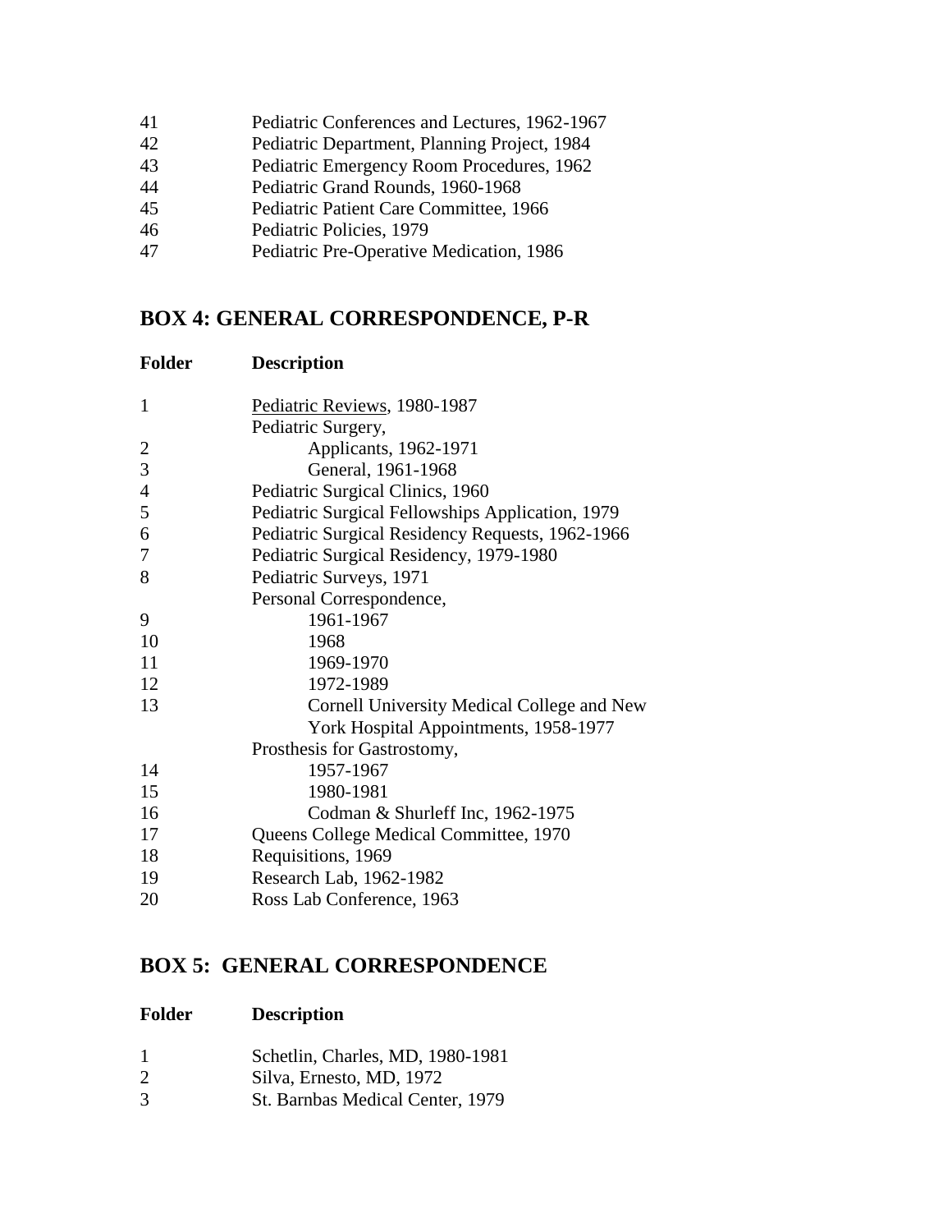| | |
|---|---|
| 41 | Pediatric Conferences and Lectures, 1962-1967 |
| 42 | Pediatric Department, Planning Project, 1984 |
| 43 | Pediatric Emergency Room Procedures, 1962 |
| 44 | Pediatric Grand Rounds, 1960-1968 |
| 45 | Pediatric Patient Care Committee, 1966 |
| 46 | Pediatric Policies, 1979 |
| 47 | Pediatric Pre-Operative Medication, 1986 |

## BOX 4: GENERAL CORRESPONDENCE, P-R

| Folder | Description |
|---|---|
| 1 | Pediatric Reviews, 1980-1987 |
| | Pediatric Surgery, |
| 2 | Applicants, 1962-1971 |
| 3 | General, 1961-1968 |
| 4 | Pediatric Surgical Clinics, 1960 |
| 5 | Pediatric Surgical Fellowships Application, 1979 |
| 6 | Pediatric Surgical Residency Requests, 1962-1966 |
| 7 | Pediatric Surgical Residency, 1979-1980 |
| 8 | Pediatric Surveys, 1971 |
| | Personal Correspondence, |
| 9 | 1961-1967 |
| 10 | 1968 |
| 11 | 1969-1970 |
| 12 | 1972-1989 |
| 13 | Cornell University Medical College and New York Hospital Appointments, 1958-1977 |
| | Prosthesis for Gastrostomy, |
| 14 | 1957-1967 |
| 15 | 1980-1981 |
| 16 | Codman & Shurleff Inc, 1962-1975 |
| 17 | Queens College Medical Committee, 1970 |
| 18 | Requisitions, 1969 |
| 19 | Research Lab, 1962-1982 |
| 20 | Ross Lab Conference, 1963 |

## BOX 5: GENERAL CORRESPONDENCE

| Folder | Description |
|---|---|
| 1 | Schetlin, Charles, MD, 1980-1981 |
| 2 | Silva, Ernesto, MD, 1972 |
| 3 | St. Barnbas Medical Center, 1979 |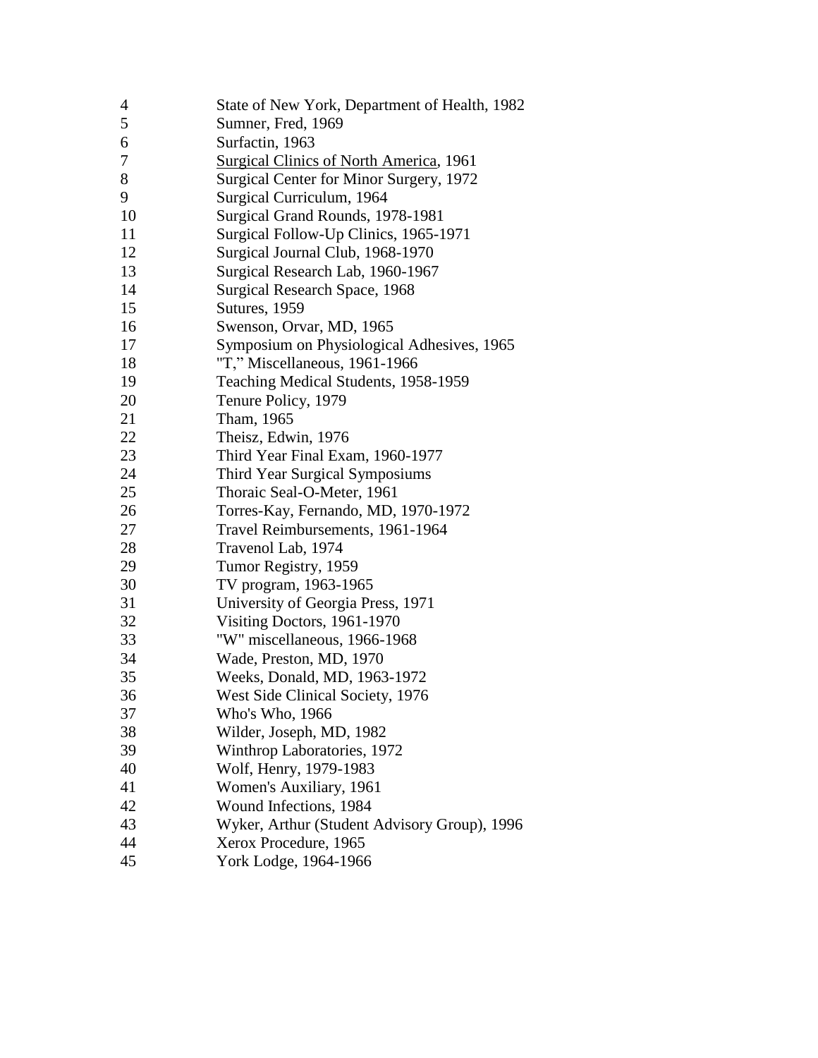| | |
|---|---|
| 4 | State of New York, Department of Health, 1982 |
| 5 | Sumner, Fred, 1969 |
| 6 | Surfactin, 1963 |
| 7 | Surgical Clinics of North America, 1961 |
| 8 | Surgical Center for Minor Surgery, 1972 |
| 9 | Surgical Curriculum, 1964 |
| 10 | Surgical Grand Rounds, 1978-1981 |
| 11 | Surgical Follow-Up Clinics, 1965-1971 |
| 12 | Surgical Journal Club, 1968-1970 |
| 13 | Surgical Research Lab, 1960-1967 |
| 14 | Surgical Research Space, 1968 |
| 15 | Sutures, 1959 |
| 16 | Swenson, Orvar, MD, 1965 |
| 17 | Symposium on Physiological Adhesives, 1965 |
| 18 | "T," Miscellaneous, 1961-1966 |
| 19 | Teaching Medical Students, 1958-1959 |
| 20 | Tenure Policy, 1979 |
| 21 | Tham, 1965 |
| 22 | Theisz, Edwin, 1976 |
| 23 | Third Year Final Exam, 1960-1977 |
| 24 | Third Year Surgical Symposiums |
| 25 | Thoraic Seal-O-Meter, 1961 |
| 26 | Torres-Kay, Fernando, MD, 1970-1972 |
| 27 | Travel Reimbursements, 1961-1964 |
| 28 | Travenol Lab, 1974 |
| 29 | Tumor Registry, 1959 |
| 30 | TV program, 1963-1965 |
| 31 | University of Georgia Press, 1971 |
| 32 | Visiting Doctors, 1961-1970 |
| 33 | "W" miscellaneous, 1966-1968 |
| 34 | Wade, Preston, MD, 1970 |
| 35 | Weeks, Donald, MD, 1963-1972 |
| 36 | West Side Clinical Society, 1976 |
| 37 | Who's Who, 1966 |
| 38 | Wilder, Joseph, MD, 1982 |
| 39 | Winthrop Laboratories, 1972 |
| 40 | Wolf, Henry, 1979-1983 |
| 41 | Women's Auxiliary, 1961 |
| 42 | Wound Infections, 1984 |
| 43 | Wyker, Arthur (Student Advisory Group), 1996 |
| 44 | Xerox Procedure, 1965 |
| 45 | York Lodge, 1964-1966 |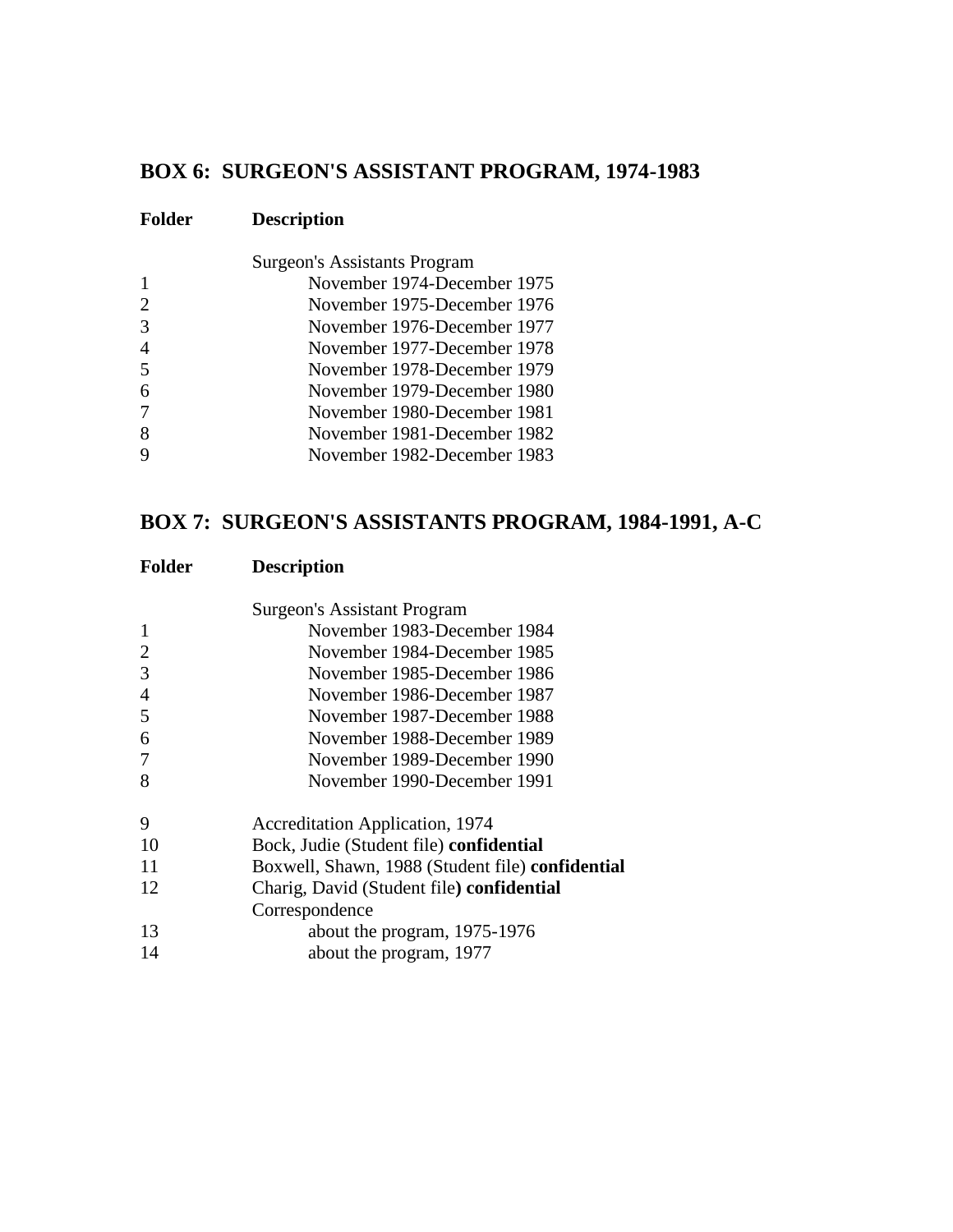## BOX 6: SURGEON'S ASSISTANT PROGRAM, 1974-1983

| Folder | Description |
|---|---|
| | Surgeon's Assistants Program |
| 1 | November 1974-December 1975 |
| 2 | November 1975-December 1976 |
| 3 | November 1976-December 1977 |
| 4 | November 1977-December 1978 |
| 5 | November 1978-December 1979 |
| 6 | November 1979-December 1980 |
| 7 | November 1980-December 1981 |
| 8 | November 1981-December 1982 |
| 9 | November 1982-December 1983 |

## BOX 7: SURGEON'S ASSISTANTS PROGRAM, 1984-1991, A-C

| Folder | Description |
|---|---|
| | Surgeon's Assistant Program |
| 1 | November 1983-December 1984 |
| 2 | November 1984-December 1985 |
| 3 | November 1985-December 1986 |
| 4 | November 1986-December 1987 |
| 5 | November 1987-December 1988 |
| 6 | November 1988-December 1989 |
| 7 | November 1989-December 1990 |
| 8 | November 1990-December 1991 |
| 9 | Accreditation Application, 1974 |
| 10 | Bock, Judie (Student file) **confidential** |
| 11 | Boxwell, Shawn, 1988 (Student file) **confidential** |
| 12 | Charig, David (Student file**) confidential** |
| | Correspondence |
| 13 | about the program, 1975-1976 |
| 14 | about the program, 1977 |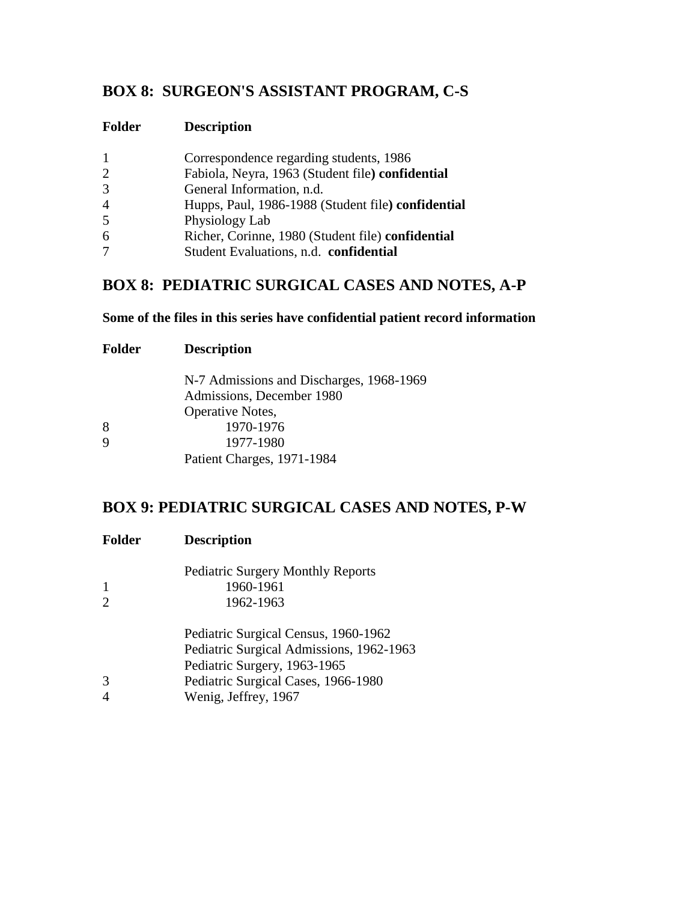## BOX 8: SURGEON'S ASSISTANT PROGRAM, C-S

| Folder | Description |
|---|---|
| 1 | Correspondence regarding students, 1986 |
| 2 | Fabiola, Neyra, 1963 (Student file**) confidential** |
| 3 | General Information, n.d. |
| 4 | Hupps, Paul, 1986-1988 (Student file**) confidential** |
| 5 | Physiology Lab |
| 6 | Richer, Corinne, 1980 (Student file) **confidential** |
| 7 | Student Evaluations, n.d. **confidential** |

## BOX 8: PEDIATRIC SURGICAL CASES AND NOTES, A-P

**Some of the files in this series have confidential patient record information**

| Folder | Description |
|---|---|
| | N-7 Admissions and Discharges, 1968-1969 |
| | Admissions, December 1980 |
| | Operative Notes, |
| 8 | 1970-1976 |
| 9 | 1977-1980 |
| | Patient Charges, 1971-1984 |

## BOX 9: PEDIATRIC SURGICAL CASES AND NOTES, P-W

| Folder | Description |
|---|---|
| | Pediatric Surgery Monthly Reports |
| 1 | 1960-1961 |
| 2 | 1962-1963 |
| | Pediatric Surgical Census, 1960-1962 |
| | Pediatric Surgical Admissions, 1962-1963 |
| | Pediatric Surgery, 1963-1965 |
| 3 | Pediatric Surgical Cases, 1966-1980 |
| 4 | Wenig, Jeffrey, 1967 |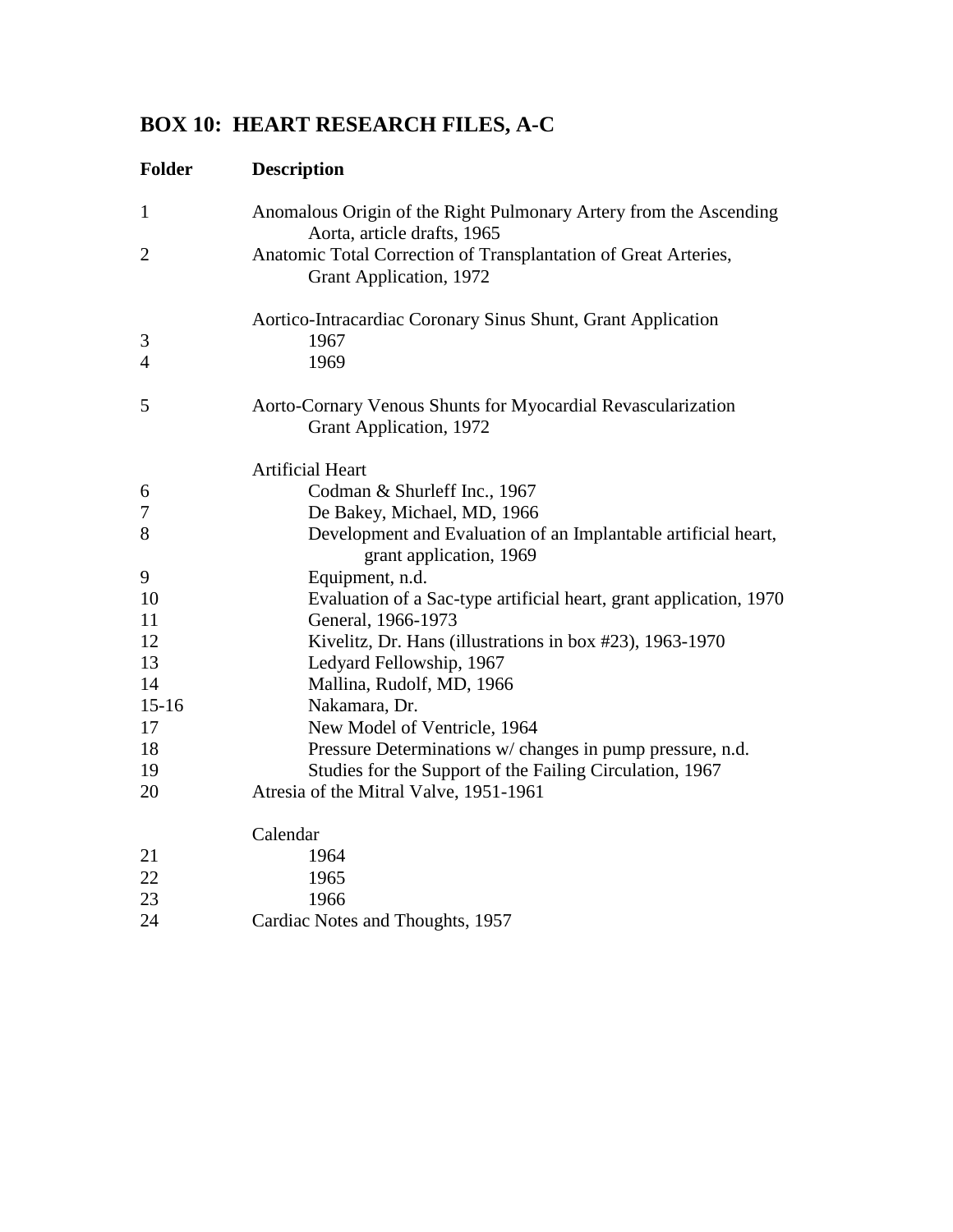## BOX 10: HEART RESEARCH FILES, A-C

| Folder | Description |
|---|---|
| 1 | Anomalous Origin of the Right Pulmonary Artery from the Ascending Aorta, article drafts, 1965 |
| 2 | Anatomic Total Correction of Transplantation of Great Arteries, Grant Application, 1972 |
| | Aortico-Intracardiac Coronary Sinus Shunt, Grant Application |
| 3 | 1967 |
| 4 | 1969 |
| 5 | Aorto-Cornary Venous Shunts for Myocardial Revascularization Grant Application, 1972 |
| | Artificial Heart |
| 6 | Codman & Shurleff Inc., 1967 |
| 7 | De Bakey, Michael, MD, 1966 |
| 8 | Development and Evaluation of an Implantable artificial heart, grant application, 1969 |
| 9 | Equipment, n.d. |
| 10 | Evaluation of a Sac-type artificial heart, grant application, 1970 |
| 11 | General, 1966-1973 |
| 12 | Kivelitz, Dr. Hans (illustrations in box #23), 1963-1970 |
| 13 | Ledyard Fellowship, 1967 |
| 14 | Mallina, Rudolf, MD, 1966 |
| 15-16 | Nakamara, Dr. |
| 17 | New Model of Ventricle, 1964 |
| 18 | Pressure Determinations w/ changes in pump pressure, n.d. |
| 19 | Studies for the Support of the Failing Circulation, 1967 |
| 20 | Atresia of the Mitral Valve, 1951-1961 |
| | Calendar |
| 21 | 1964 |
| 22 | 1965 |
| 23 | 1966 |
| 24 | Cardiac Notes and Thoughts, 1957 |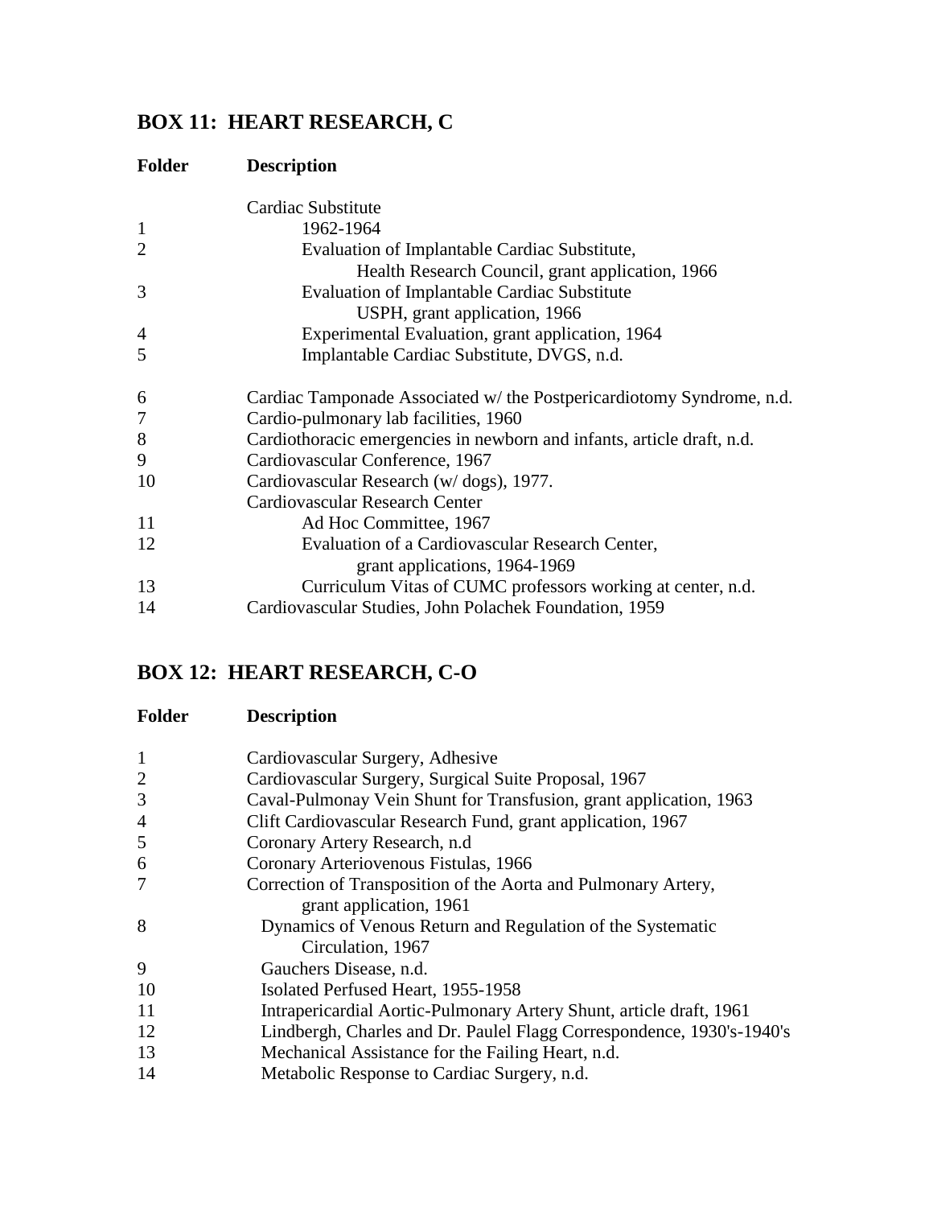## BOX 11: HEART RESEARCH, C

| Folder | Description |
|---|---|
| | Cardiac Substitute |
| 1 | 1962-1964 |
| 2 | Evaluation of Implantable Cardiac Substitute, Health Research Council, grant application, 1966 |
| 3 | Evaluation of Implantable Cardiac Substitute USPH, grant application, 1966 |
| 4 | Experimental Evaluation, grant application, 1964 |
| 5 | Implantable Cardiac Substitute, DVGS, n.d. |
| 6 | Cardiac Tamponade Associated w/ the Postpericardiotomy Syndrome, n.d. |
| 7 | Cardio-pulmonary lab facilities, 1960 |
| 8 | Cardiothoracic emergencies in newborn and infants, article draft, n.d. |
| 9 | Cardiovascular Conference, 1967 |
| 10 | Cardiovascular Research (w/ dogs), 1977. |
| | Cardiovascular Research Center |
| 11 | Ad Hoc Committee, 1967 |
| 12 | Evaluation of a Cardiovascular Research Center, grant applications, 1964-1969 |
| 13 | Curriculum Vitas of CUMC professors working at center, n.d. |
| 14 | Cardiovascular Studies, John Polachek Foundation, 1959 |

## BOX 12: HEART RESEARCH, C-O

| Folder | Description |
|---|---|
| 1 | Cardiovascular Surgery, Adhesive |
| 2 | Cardiovascular Surgery, Surgical Suite Proposal, 1967 |
| 3 | Caval-Pulmonay Vein Shunt for Transfusion, grant application, 1963 |
| 4 | Clift Cardiovascular Research Fund, grant application, 1967 |
| 5 | Coronary Artery Research, n.d |
| 6 | Coronary Arteriovenous Fistulas, 1966 |
| 7 | Correction of Transposition of the Aorta and Pulmonary Artery, grant application, 1961 |
| 8 | Dynamics of Venous Return and Regulation of the Systematic Circulation, 1967 |
| 9 | Gauchers Disease, n.d. |
| 10 | Isolated Perfused Heart, 1955-1958 |
| 11 | Intrapericardial Aortic-Pulmonary Artery Shunt, article draft, 1961 |
| 12 | Lindbergh, Charles and Dr. Paulel Flagg Correspondence, 1930's-1940's |
| 13 | Mechanical Assistance for the Failing Heart, n.d. |
| 14 | Metabolic Response to Cardiac Surgery, n.d. |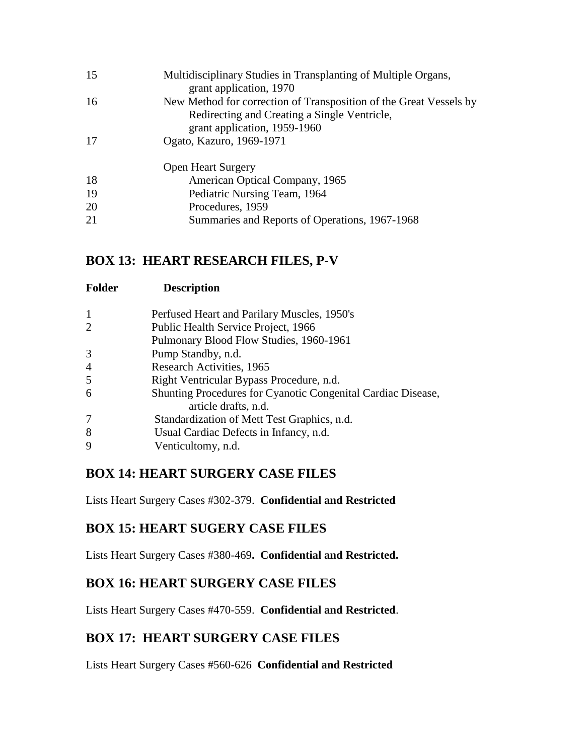| | |
|---|---|
| 15 | Multidisciplinary Studies in Transplanting of Multiple Organs, grant application, 1970 |
| 16 | New Method for correction of Transposition of the Great Vessels by Redirecting and Creating a Single Ventricle, grant application, 1959-1960 |
| 17 | Ogato, Kazuro, 1969-1971 |
| | Open Heart Surgery |
| 18 | American Optical Company, 1965 |
| 19 | Pediatric Nursing Team, 1964 |
| 20 | Procedures, 1959 |
| 21 | Summaries and Reports of Operations, 1967-1968 |

## BOX 13: HEART RESEARCH FILES, P-V

| Folder | Description |
|---|---|
| 1 | Perfused Heart and Parilary Muscles, 1950's |
| 2 | Public Health Service Project, 1966 |
| | Pulmonary Blood Flow Studies, 1960-1961 |
| 3 | Pump Standby, n.d. |
| 4 | Research Activities, 1965 |
| 5 | Right Ventricular Bypass Procedure, n.d. |
| 6 | Shunting Procedures for Cyanotic Congenital Cardiac Disease, article drafts, n.d. |
| 7 | Standardization of Mett Test Graphics, n.d. |
| 8 | Usual Cardiac Defects in Infancy, n.d. |
| 9 | Venticultomy, n.d. |

## BOX 14: HEART SURGERY CASE FILES

Lists Heart Surgery Cases #302-379. **Confidential and Restricted**

## BOX 15: HEART SUGERY CASE FILES

Lists Heart Surgery Cases #380-469**. Confidential and Restricted.**

## BOX 16: HEART SURGERY CASE FILES

Lists Heart Surgery Cases #470-559. **Confidential and Restricted**.

## BOX 17: HEART SURGERY CASE FILES

Lists Heart Surgery Cases #560-626 **Confidential and Restricted**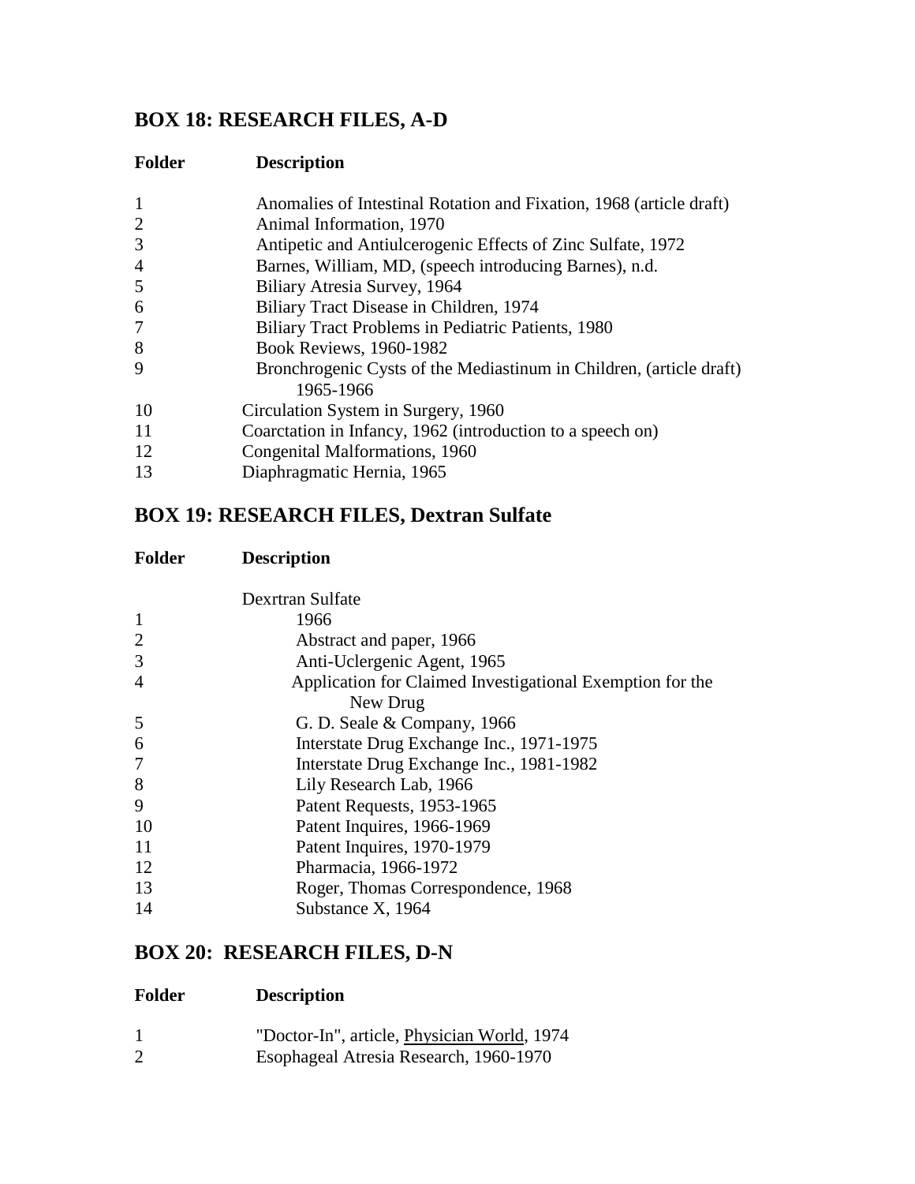## BOX 18: RESEARCH FILES, A-D

| Folder | Description |
|---|---|
| 1 | Anomalies of Intestinal Rotation and Fixation, 1968 (article draft) |
| 2 | Animal Information, 1970 |
| 3 | Antipetic and Antiulcerogenic Effects of Zinc Sulfate, 1972 |
| 4 | Barnes, William, MD, (speech introducing Barnes), n.d. |
| 5 | Biliary Atresia Survey, 1964 |
| 6 | Biliary Tract Disease in Children, 1974 |
| 7 | Biliary Tract Problems in Pediatric Patients, 1980 |
| 8 | Book Reviews, 1960-1982 |
| 9 | Bronchrogenic Cysts of the Mediastinum in Children, (article draft) 1965-1966 |
| 10 | Circulation System in Surgery, 1960 |
| 11 | Coarctation in Infancy, 1962 (introduction to a speech on) |
| 12 | Congenital Malformations, 1960 |
| 13 | Diaphragmatic Hernia, 1965 |

## BOX 19: RESEARCH FILES, Dextran Sulfate

| Folder | Description |
|---|---|
| | Dexrtran Sulfate |
| 1 | 1966 |
| 2 | Abstract and paper, 1966 |
| 3 | Anti-Uclergenic Agent, 1965 |
| 4 | Application for Claimed Investigational Exemption for the New Drug |
| 5 | G. D. Seale & Company, 1966 |
| 6 | Interstate Drug Exchange Inc., 1971-1975 |
| 7 | Interstate Drug Exchange Inc., 1981-1982 |
| 8 | Lily Research Lab, 1966 |
| 9 | Patent Requests, 1953-1965 |
| 10 | Patent Inquires, 1966-1969 |
| 11 | Patent Inquires, 1970-1979 |
| 12 | Pharmacia, 1966-1972 |
| 13 | Roger, Thomas Correspondence, 1968 |
| 14 | Substance X, 1964 |

## BOX 20: RESEARCH FILES, D-N

| Folder | Description |
|---|---|
| 1 | "Doctor-In", article, Physician World, 1974 |
| 2 | Esophageal Atresia Research, 1960-1970 |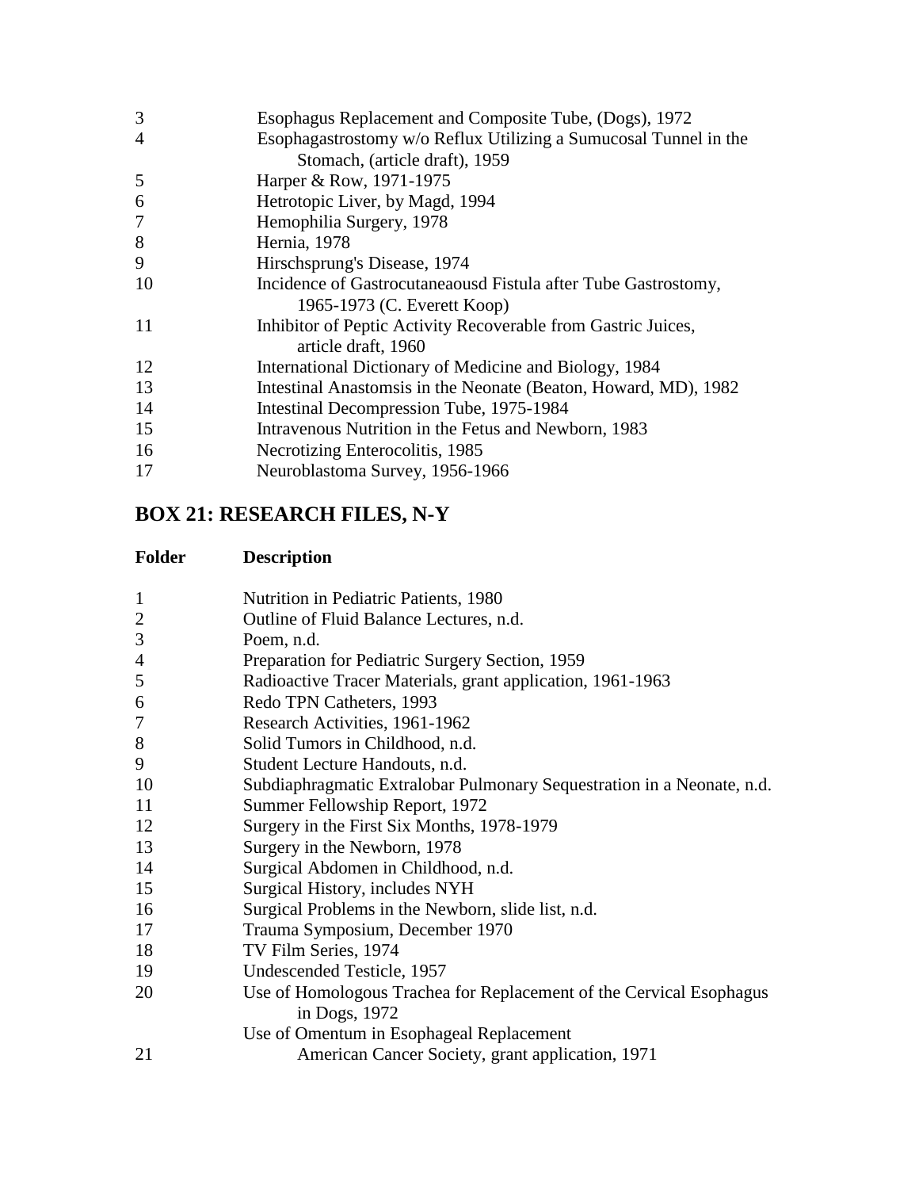| | |
|---|---|
| 3 | Esophagus Replacement and Composite Tube, (Dogs), 1972 |
| 4 | Esophagastrostomy w/o Reflux Utilizing a Sumucosal Tunnel in the Stomach, (article draft), 1959 |
| 5 | Harper & Row, 1971-1975 |
| 6 | Hetrotopic Liver, by Magd, 1994 |
| 7 | Hemophilia Surgery, 1978 |
| 8 | Hernia, 1978 |
| 9 | Hirschsprung's Disease, 1974 |
| 10 | Incidence of Gastrocutaneaousd Fistula after Tube Gastrostomy, 1965-1973 (C. Everett Koop) |
| 11 | Inhibitor of Peptic Activity Recoverable from Gastric Juices, article draft, 1960 |
| 12 | International Dictionary of Medicine and Biology, 1984 |
| 13 | Intestinal Anastomsis in the Neonate (Beaton, Howard, MD), 1982 |
| 14 | Intestinal Decompression Tube, 1975-1984 |
| 15 | Intravenous Nutrition in the Fetus and Newborn, 1983 |
| 16 | Necrotizing Enterocolitis, 1985 |
| 17 | Neuroblastoma Survey, 1956-1966 |

## BOX 21: RESEARCH FILES, N-Y

| Folder | Description |
|---|---|
| 1 | Nutrition in Pediatric Patients, 1980 |
| 2 | Outline of Fluid Balance Lectures, n.d. |
| 3 | Poem, n.d. |
| 4 | Preparation for Pediatric Surgery Section, 1959 |
| 5 | Radioactive Tracer Materials, grant application, 1961-1963 |
| 6 | Redo TPN Catheters, 1993 |
| 7 | Research Activities, 1961-1962 |
| 8 | Solid Tumors in Childhood, n.d. |
| 9 | Student Lecture Handouts, n.d. |
| 10 | Subdiaphragmatic Extralobar Pulmonary Sequestration in a Neonate, n.d. |
| 11 | Summer Fellowship Report, 1972 |
| 12 | Surgery in the First Six Months, 1978-1979 |
| 13 | Surgery in the Newborn, 1978 |
| 14 | Surgical Abdomen in Childhood, n.d. |
| 15 | Surgical History, includes NYH |
| 16 | Surgical Problems in the Newborn, slide list, n.d. |
| 17 | Trauma Symposium, December 1970 |
| 18 | TV Film Series, 1974 |
| 19 | Undescended Testicle, 1957 |
| 20 | Use of Homologous Trachea for Replacement of the Cervical Esophagus in Dogs, 1972 |
| | Use of Omentum in Esophageal Replacement |
| 21 | American Cancer Society, grant application, 1971 |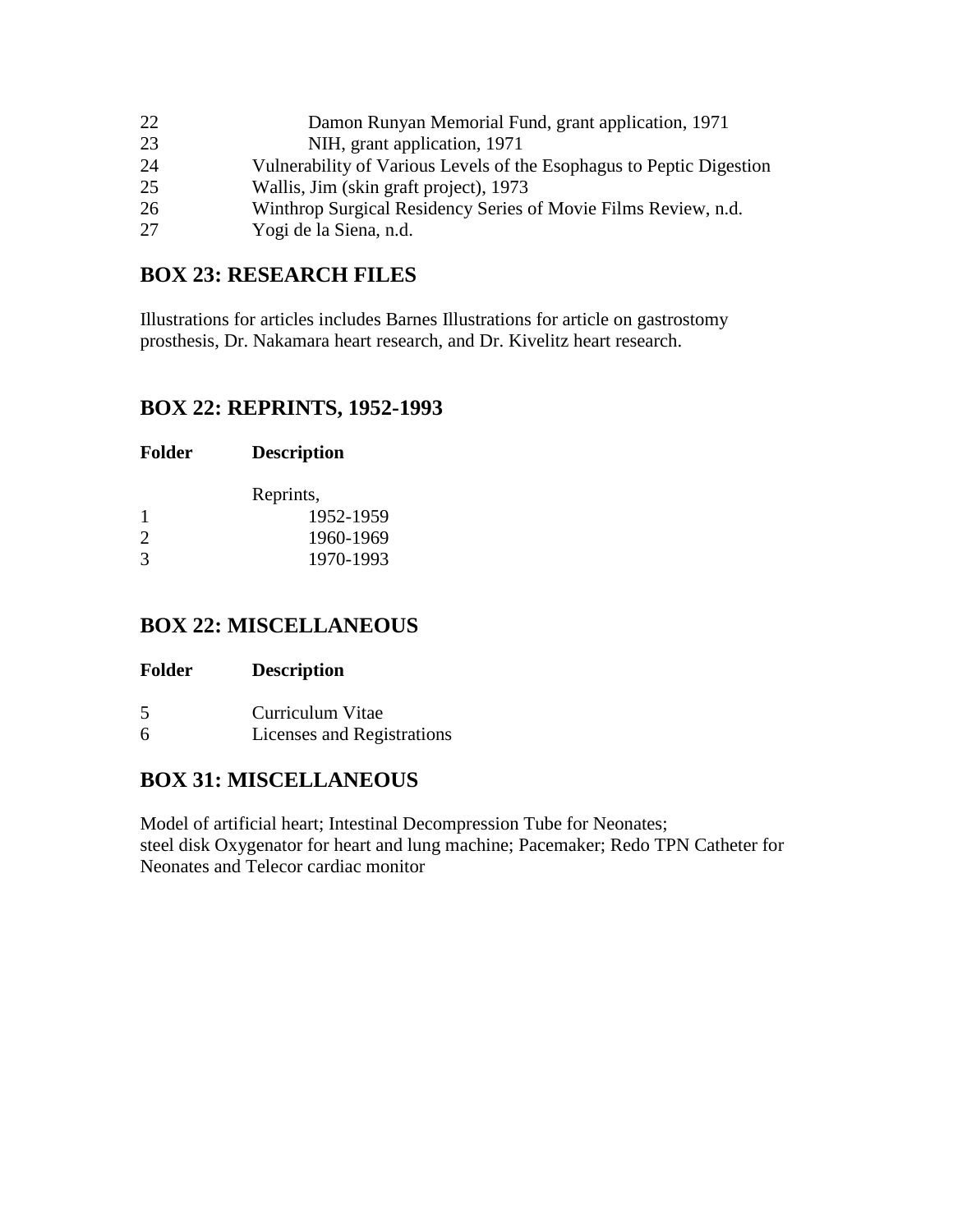| | |
|---|---|
| 22 | Damon Runyan Memorial Fund, grant application, 1971 |
| 23 | NIH, grant application, 1971 |
| 24 | Vulnerability of Various Levels of the Esophagus to Peptic Digestion |
| 25 | Wallis, Jim (skin graft project), 1973 |
| 26 | Winthrop Surgical Residency Series of Movie Films Review, n.d. |
| 27 | Yogi de la Siena, n.d. |

## BOX 23: RESEARCH FILES

Illustrations for articles includes Barnes Illustrations for article on gastrostomy prosthesis, Dr. Nakamara heart research, and Dr. Kivelitz heart research.

## BOX 22: REPRINTS, 1952-1993

| Folder | Description |
|---|---|
| | Reprints, |
| 1 | 1952-1959 |
| 2 | 1960-1969 |
| 3 | 1970-1993 |

## BOX 22: MISCELLANEOUS

| Folder | Description |
|---|---|
| 5 | Curriculum Vitae |
| 6 | Licenses and Registrations |

## BOX 31: MISCELLANEOUS

Model of artificial heart; Intestinal Decompression Tube for Neonates; steel disk Oxygenator for heart and lung machine; Pacemaker; Redo TPN Catheter for Neonates and Telecor cardiac monitor